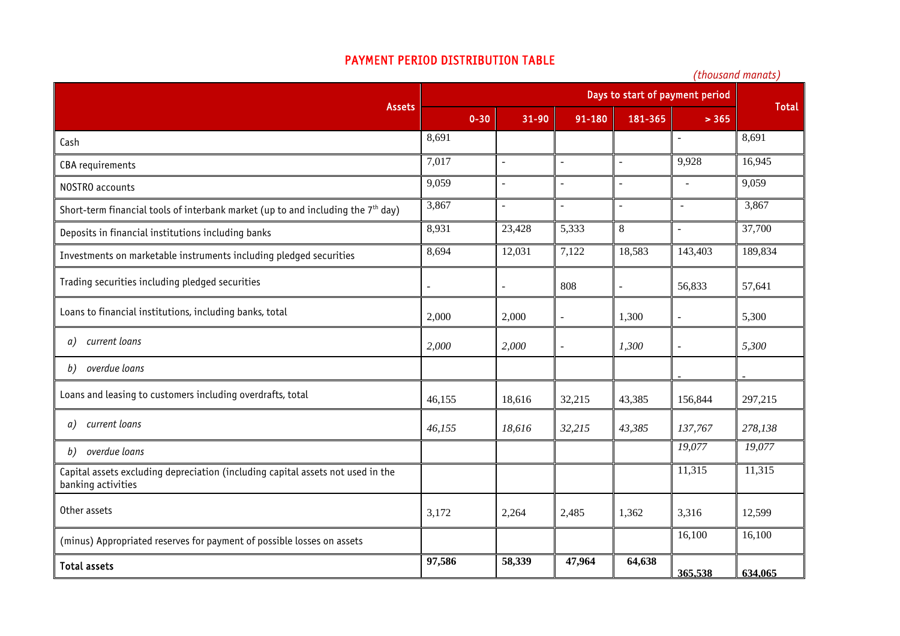# PAYMENT PERIOD DISTRIBUTION TABLE

*(thousand manats)*

| Assets | Days to start of payment period | | | | | Total |
|---|---|---|---|---|---|---|
| | 0-30 | 31-90 | 91-180 | 181-365 | > 365 | |
| Cash | 8,691 | | | | - | 8,691 |
| CBA requirements | 7,017 | - | - | - | 9,928 | 16,945 |
| NOSTRO accounts | 9,059 | - | - | - | - | 9,059 |
| Short-term financial tools of interbank market (up to and including the 7th day) | 3,867 | - | - | - | - | 3,867 |
| Deposits in financial institutions including banks | 8,931 | 23,428 | 5,333 | 8 | - | 37,700 |
| Investments on marketable instruments including pledged securities | 8,694 | 12,031 | 7,122 | 18,583 | 143,403 | 189,834 |
| Trading securities including pledged securities | - | - | 808 | - | 56,833 | 57,641 |
| Loans to financial institutions, including banks, total | 2,000 | 2,000 | - | 1,300 | - | 5,300 |
| *a) current loans* | *2,000* | *2,000* | - | *1,300* | - | *5,300* |
| *b) overdue loans* | | | | | - | - |
| Loans and leasing to customers including overdrafts, total | 46,155 | 18,616 | 32,215 | 43,385 | 156,844 | 297,215 |
| *a) current loans* | *46,155* | *18,616* | *32,215* | *43,385* | *137,767* | *278,138* |
| *b) overdue loans* | | | | | *19,077* | *19,077* |
| Capital assets excluding depreciation (including capital assets not used in the banking activities | | | | | 11,315 | 11,315 |
| Other assets | 3,172 | 2,264 | 2,485 | 1,362 | 3,316 | 12,599 |
| (minus) Appropriated reserves for payment of possible losses on assets | | | | | 16,100 | 16,100 |
| **Total assets** | **97,586** | **58,339** | **47,964** | **64,638** | **365,538** | **634,065** |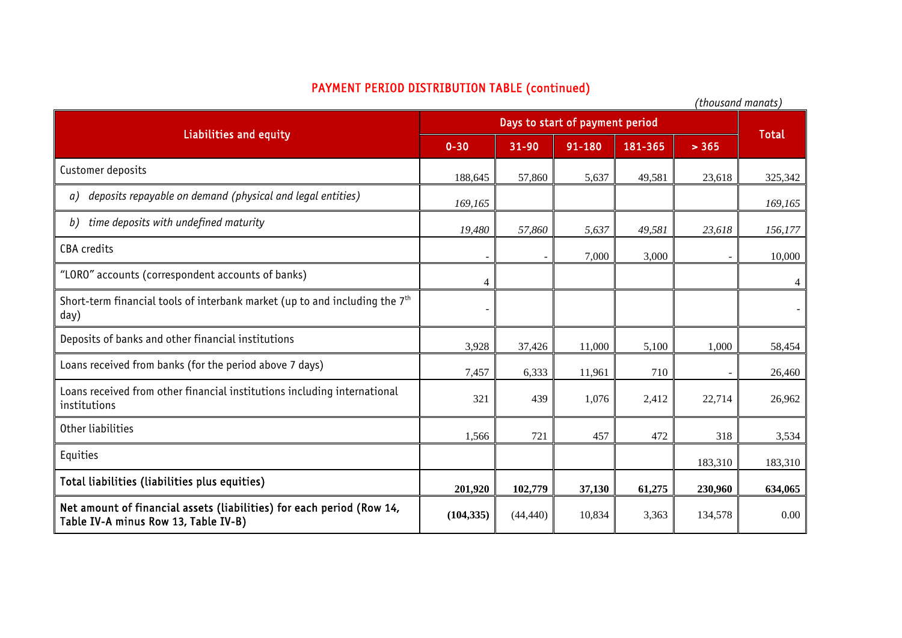## PAYMENT PERIOD DISTRIBUTION TABLE (continued)

*(thousand manats)*

| Liabilities and equity | Days to start of payment period | | | | | Total |
|---|---|---|---|---|---|---|
| | 0-30 | 31-90 | 91-180 | 181-365 | > 365 | |
| Customer deposits | 188,645 | 57,860 | 5,637 | 49,581 | 23,618 | 325,342 |
| *a) deposits repayable on demand (physical and legal entities)* | *169,165* | | | | | *169,165* |
| *b) time deposits with undefined maturity* | *19,480* | *57,860* | *5,637* | *49,581* | *23,618* | *156,177* |
| CBA credits | - | - | 7,000 | 3,000 | - | 10,000 |
| "LORO" accounts (correspondent accounts of banks) | 4 | | | | | 4 |
| Short-term financial tools of interbank market (up to and including the 7th day) | - | | | | | - |
| Deposits of banks and other financial institutions | 3,928 | 37,426 | 11,000 | 5,100 | 1,000 | 58,454 |
| Loans received from banks (for the period above 7 days) | 7,457 | 6,333 | 11,961 | 710 | - | 26,460 |
| Loans received from other financial institutions including international institutions | 321 | 439 | 1,076 | 2,412 | 22,714 | 26,962 |
| Other liabilities | 1,566 | 721 | 457 | 472 | 318 | 3,534 |
| Equities | | | | | 183,310 | 183,310 |
| **Total liabilities (liabilities plus equities)** | **201,920** | **102,779** | **37,130** | **61,275** | **230,960** | **634,065** |
| **Net amount of financial assets (liabilities) for each period (Row 14, Table IV-A minus Row 13, Table IV-B)** | **(104,335)** | (44,440) | 10,834 | 3,363 | 134,578 | 0.00 |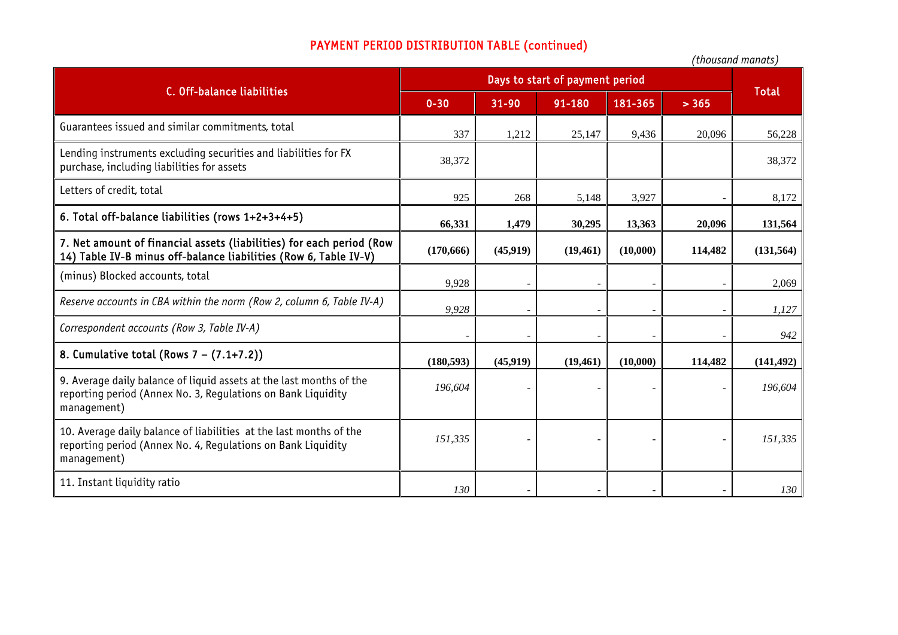## PAYMENT PERIOD DISTRIBUTION TABLE (continued)

*(thousand manats)*

| C. Off-balance liabilities | Days to start of payment period | | | | | Total |
|---|---|---|---|---|---|---|
| | 0-30 | 31-90 | 91-180 | 181-365 | > 365 | |
| Guarantees issued and similar commitments, total | 337 | 1,212 | 25,147 | 9,436 | 20,096 | 56,228 |
| Lending instruments excluding securities and liabilities for FX purchase, including liabilities for assets | 38,372 | | | | | 38,372 |
| Letters of credit, total | 925 | 268 | 5,148 | 3,927 | - | 8,172 |
| **6. Total off-balance liabilities (rows 1+2+3+4+5)** | **66,331** | **1,479** | **30,295** | **13,363** | **20,096** | **131,564** |
| **7. Net amount of financial assets (liabilities) for each period (Row 14) Table IV-B minus off-balance liabilities (Row 6, Table IV-V)** | **(170,666)** | **(45,919)** | **(19,461)** | **(10,000)** | **114,482** | **(131,564)** |
| (minus) Blocked accounts, total | 9,928 | - | - | - | - | 2,069 |
| *Reserve accounts in CBA within the norm (Row 2, column 6, Table IV-A)* | *9,928* | - | - | - | - | *1,127* |
| *Correspondent accounts (Row 3, Table IV-A)* | - | - | - | - | - | *942* |
| **8. Cumulative total (Rows 7 – (7.1+7.2))** | **(180,593)** | **(45,919)** | **(19,461)** | **(10,000)** | **114,482** | **(141,492)** |
| 9. Average daily balance of liquid assets at the last months of the reporting period (Annex No. 3, Regulations on Bank Liquidity management) | *196,604* | - | - | - | - | *196,604* |
| 10. Average daily balance of liabilities at the last months of the reporting period (Annex No. 4, Regulations on Bank Liquidity management) | *151,335* | - | - | - | - | *151,335* |
| 11. Instant liquidity ratio | *130* | - | - | - | - | *130* |